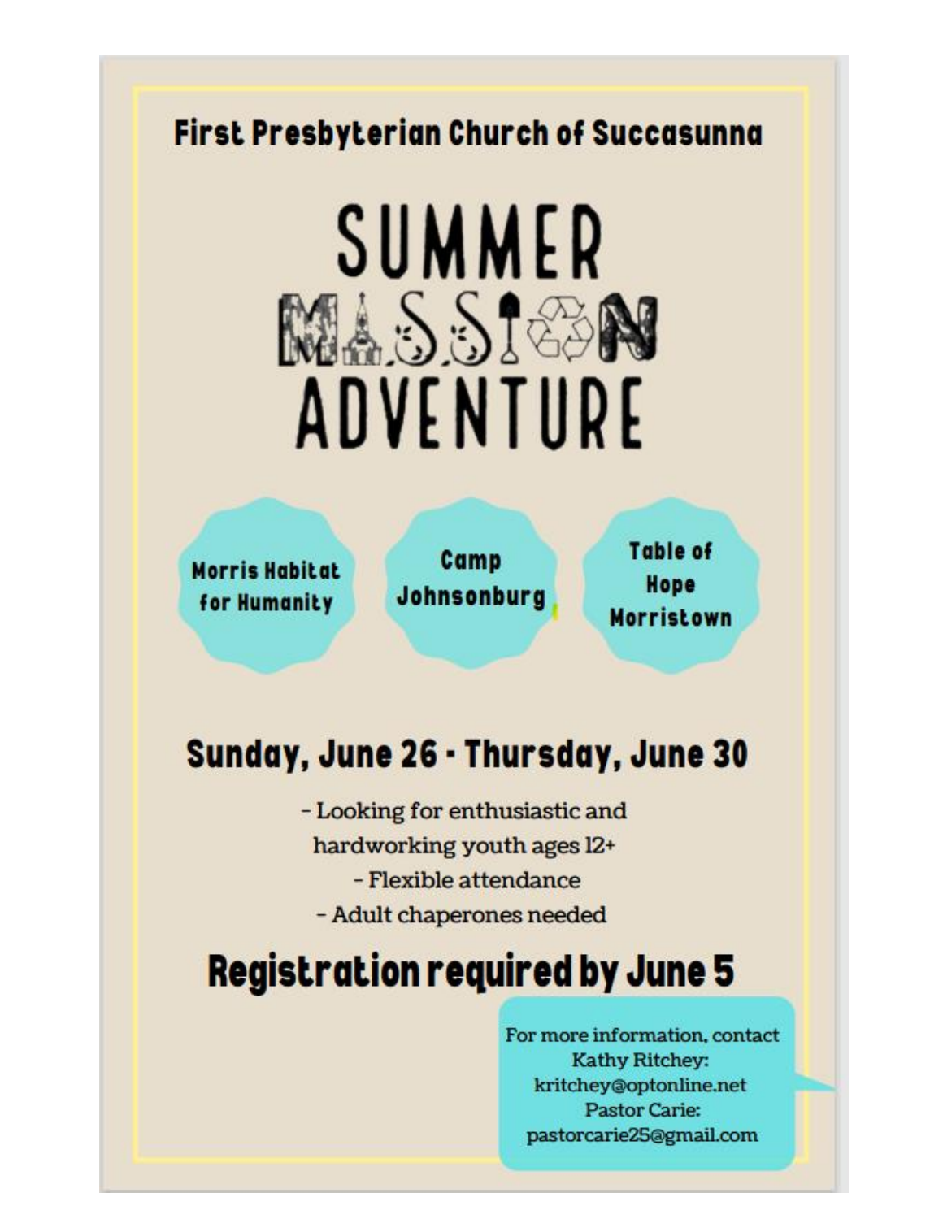## First Presbyterian Church of Succasunna

# SUMMER MISSION ADVENTURE

**Morris Habitat for Humanity**

**Camp Johnsonburg**

**Table of Hope Morristown**

## Sunday, June 26 - Thursday, June 30

- Looking for enthusiastic and hardworking youth ages 12+
- Flexible attendance
- Adult chaperones needed

## Registration required by June 5

For more information, contact
Kathy Ritchey:
kritchey@optonline.net
Pastor Carie:
pastorcarie25@gmail.com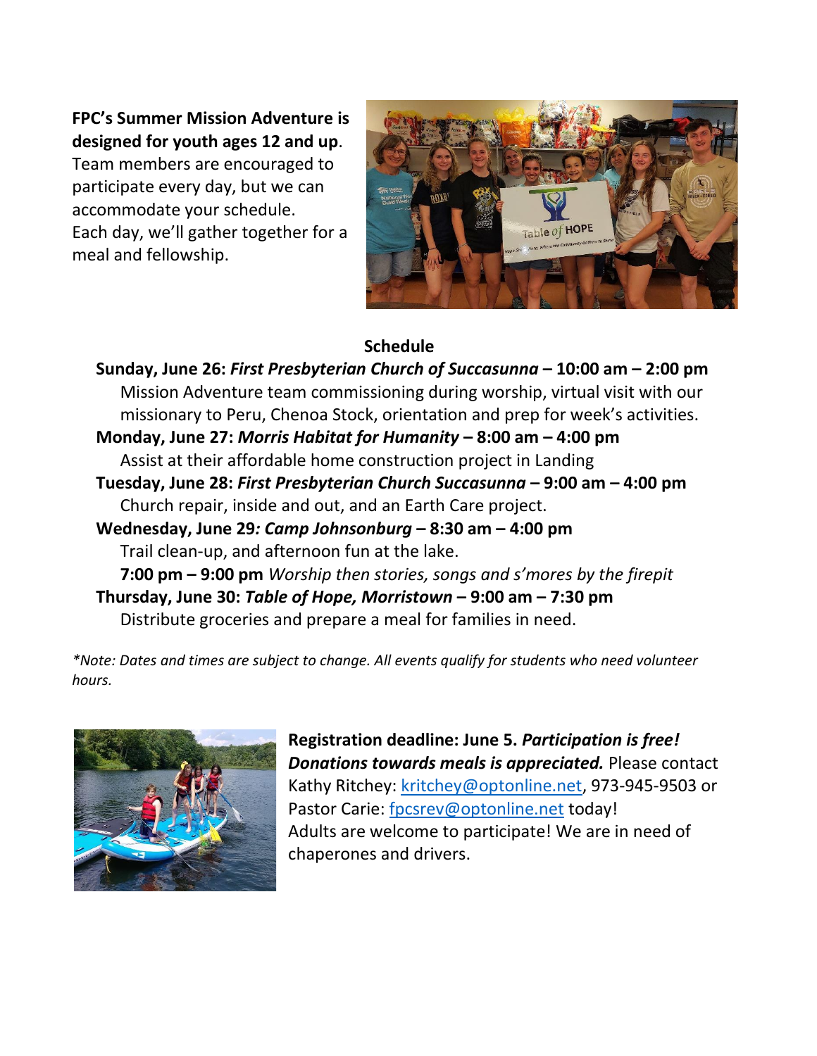**FPC's Summer Mission Adventure is designed for youth ages 12 and up**. Team members are encouraged to participate every day, but we can accommodate your schedule. Each day, we'll gather together for a meal and fellowship.

## Schedule

**Sunday, June 26:** ***First Presbyterian Church of Succasunna*** **– 10:00 am – 2:00 pm**
Mission Adventure team commissioning during worship, virtual visit with our missionary to Peru, Chenoa Stock, orientation and prep for week's activities.

**Monday, June 27:** ***Morris Habitat for Humanity*** **– 8:00 am – 4:00 pm**
Assist at their affordable home construction project in Landing

**Tuesday, June 28:** ***First Presbyterian Church Succasunna*** **– 9:00 am – 4:00 pm**
Church repair, inside and out, and an Earth Care project.

**Wednesday, June 29*****: Camp Johnsonburg*** **– 8:30 am – 4:00 pm**
Trail clean-up, and afternoon fun at the lake.
**7:00 pm – 9:00 pm** *Worship then stories, songs and s'mores by the firepit*

**Thursday, June 30:** ***Table of Hope, Morristown*** **– 9:00 am – 7:30 pm**
Distribute groceries and prepare a meal for families in need.

**Note: Dates and times are subject to change. All events qualify for students who need volunteer hours.*

**Registration deadline: June 5.** ***Participation is free! Donations towards meals is appreciated.*** Please contact Kathy Ritchey: kritchey@optonline.net, 973-945-9503 or Pastor Carie: fpcsrev@optonline.net today!
Adults are welcome to participate! We are in need of chaperones and drivers.